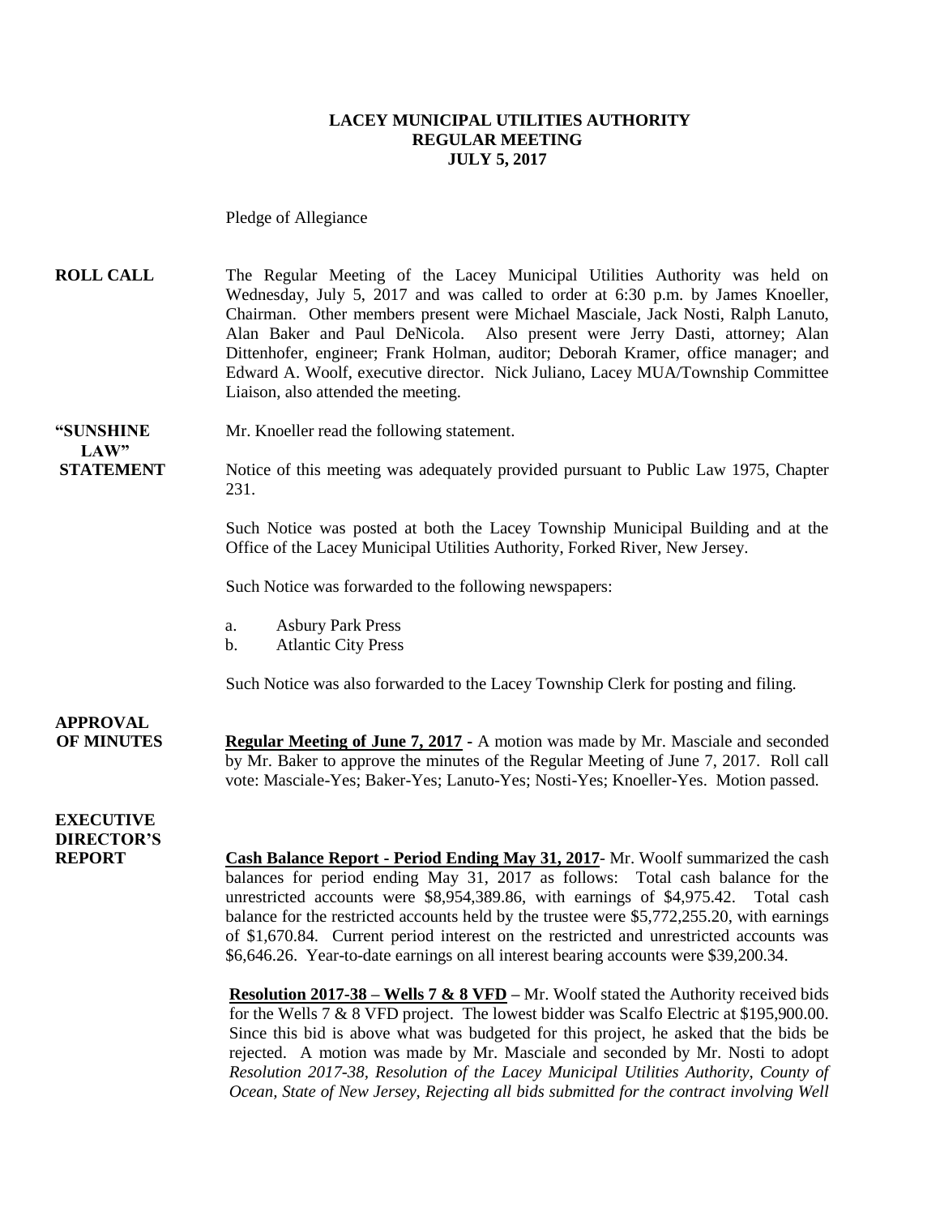**LACEY MUNICIPAL UTILITIES AUTHORITY**
**REGULAR MEETING**
**JULY 5, 2017**

Pledge of Allegiance

**ROLL CALL** The Regular Meeting of the Lacey Municipal Utilities Authority was held on Wednesday, July 5, 2017 and was called to order at 6:30 p.m. by James Knoeller, Chairman. Other members present were Michael Masciale, Jack Nosti, Ralph Lanuto, Alan Baker and Paul DeNicola. Also present were Jerry Dasti, attorney; Alan Dittenhofer, engineer; Frank Holman, auditor; Deborah Kramer, office manager; and Edward A. Woolf, executive director. Nick Juliano, Lacey MUA/Township Committee Liaison, also attended the meeting.

**"SUNSHINE LAW" STATEMENT** Mr. Knoeller read the following statement.

Notice of this meeting was adequately provided pursuant to Public Law 1975, Chapter 231.

Such Notice was posted at both the Lacey Township Municipal Building and at the Office of the Lacey Municipal Utilities Authority, Forked River, New Jersey.

Such Notice was forwarded to the following newspapers:

a. Asbury Park Press
b. Atlantic City Press

Such Notice was also forwarded to the Lacey Township Clerk for posting and filing.

**APPROVAL OF MINUTES** **Regular Meeting of June 7, 2017 -** A motion was made by Mr. Masciale and seconded by Mr. Baker to approve the minutes of the Regular Meeting of June 7, 2017. Roll call vote: Masciale-Yes; Baker-Yes; Lanuto-Yes; Nosti-Yes; Knoeller-Yes. Motion passed.

**EXECUTIVE DIRECTOR'S REPORT** **Cash Balance Report - Period Ending May 31, 2017**- Mr. Woolf summarized the cash balances for period ending May 31, 2017 as follows: Total cash balance for the unrestricted accounts were $8,954,389.86, with earnings of $4,975.42. Total cash balance for the restricted accounts held by the trustee were $5,772,255.20, with earnings of $1,670.84. Current period interest on the restricted and unrestricted accounts was $6,646.26. Year-to-date earnings on all interest bearing accounts were $39,200.34.

**Resolution 2017-38 – Wells 7 & 8 VFD –** Mr. Woolf stated the Authority received bids for the Wells 7 & 8 VFD project. The lowest bidder was Scalfo Electric at $195,900.00. Since this bid is above what was budgeted for this project, he asked that the bids be rejected. A motion was made by Mr. Masciale and seconded by Mr. Nosti to adopt *Resolution 2017-38, Resolution of the Lacey Municipal Utilities Authority, County of Ocean, State of New Jersey, Rejecting all bids submitted for the contract involving Well*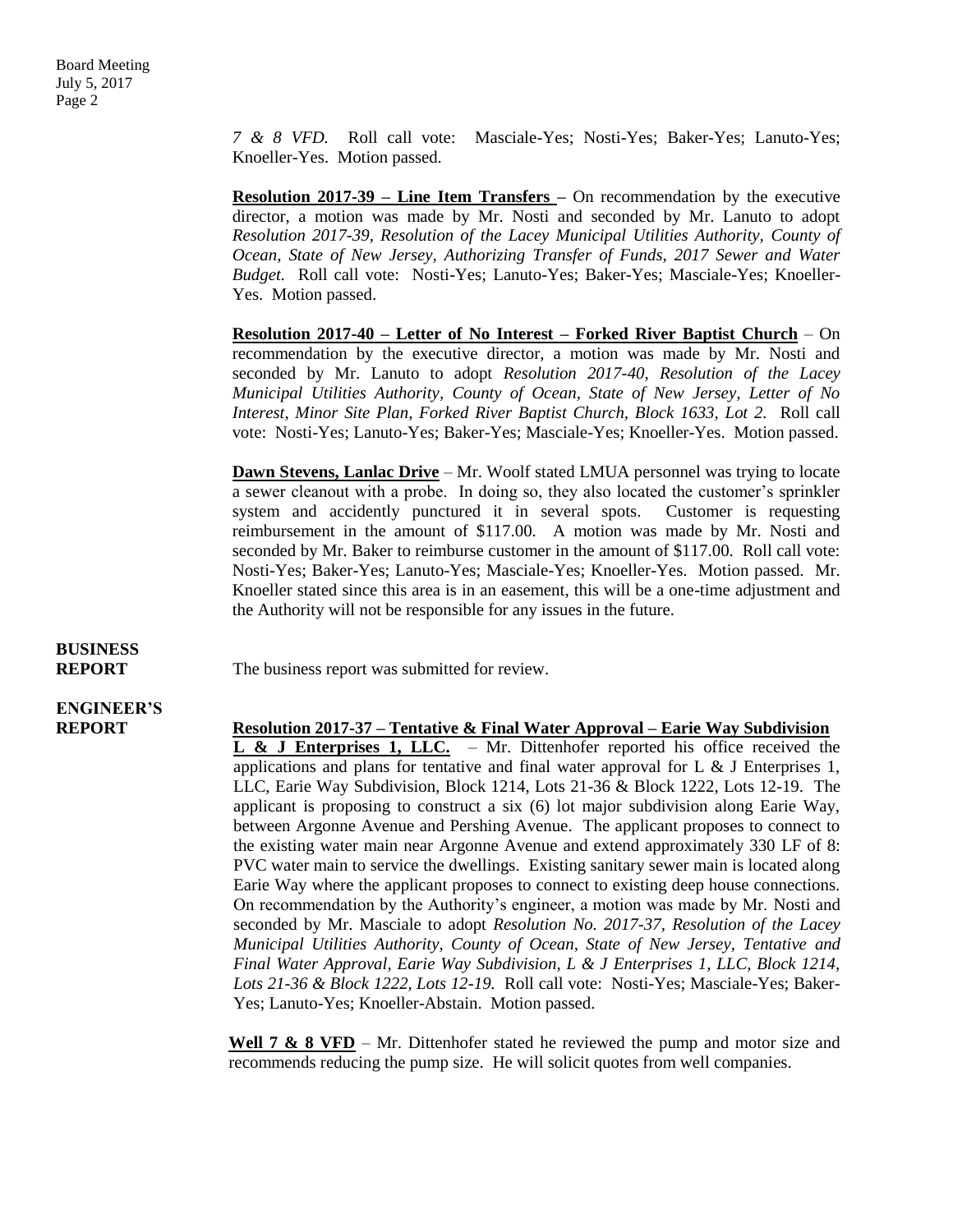*7 & 8 VFD.* Roll call vote: Masciale-Yes; Nosti-Yes; Baker-Yes; Lanuto-Yes; Knoeller-Yes. Motion passed.

**Resolution 2017-39 – Line Item Transfers –** On recommendation by the executive director, a motion was made by Mr. Nosti and seconded by Mr. Lanuto to adopt *Resolution 2017-39, Resolution of the Lacey Municipal Utilities Authority, County of Ocean, State of New Jersey, Authorizing Transfer of Funds, 2017 Sewer and Water Budget.* Roll call vote: Nosti-Yes; Lanuto-Yes; Baker-Yes; Masciale-Yes; Knoeller-Yes. Motion passed.

**Resolution 2017-40 – Letter of No Interest – Forked River Baptist Church** – On recommendation by the executive director, a motion was made by Mr. Nosti and seconded by Mr. Lanuto to adopt *Resolution 2017-40, Resolution of the Lacey Municipal Utilities Authority, County of Ocean, State of New Jersey, Letter of No Interest, Minor Site Plan, Forked River Baptist Church, Block 1633, Lot 2.* Roll call vote: Nosti-Yes; Lanuto-Yes; Baker-Yes; Masciale-Yes; Knoeller-Yes. Motion passed.

**Dawn Stevens, Lanlac Drive** – Mr. Woolf stated LMUA personnel was trying to locate a sewer cleanout with a probe. In doing so, they also located the customer's sprinkler system and accidently punctured it in several spots. Customer is requesting reimbursement in the amount of $117.00. A motion was made by Mr. Nosti and seconded by Mr. Baker to reimburse customer in the amount of $117.00. Roll call vote: Nosti-Yes; Baker-Yes; Lanuto-Yes; Masciale-Yes; Knoeller-Yes. Motion passed. Mr. Knoeller stated since this area is in an easement, this will be a one-time adjustment and the Authority will not be responsible for any issues in the future.

**BUSINESS REPORT**

The business report was submitted for review.

**ENGINEER'S REPORT**

**Resolution 2017-37 – Tentative & Final Water Approval – Earie Way Subdivision L & J Enterprises 1, LLC.** – Mr. Dittenhofer reported his office received the applications and plans for tentative and final water approval for L & J Enterprises 1, LLC, Earie Way Subdivision, Block 1214, Lots 21-36 & Block 1222, Lots 12-19. The applicant is proposing to construct a six (6) lot major subdivision along Earie Way, between Argonne Avenue and Pershing Avenue. The applicant proposes to connect to the existing water main near Argonne Avenue and extend approximately 330 LF of 8: PVC water main to service the dwellings. Existing sanitary sewer main is located along Earie Way where the applicant proposes to connect to existing deep house connections. On recommendation by the Authority's engineer, a motion was made by Mr. Nosti and seconded by Mr. Masciale to adopt *Resolution No. 2017-37, Resolution of the Lacey Municipal Utilities Authority, County of Ocean, State of New Jersey, Tentative and Final Water Approval, Earie Way Subdivision, L & J Enterprises 1, LLC, Block 1214, Lots 21-36 & Block 1222, Lots 12-19.* Roll call vote: Nosti-Yes; Masciale-Yes; Baker-Yes; Lanuto-Yes; Knoeller-Abstain. Motion passed.

**Well 7 & 8 VFD** – Mr. Dittenhofer stated he reviewed the pump and motor size and recommends reducing the pump size. He will solicit quotes from well companies.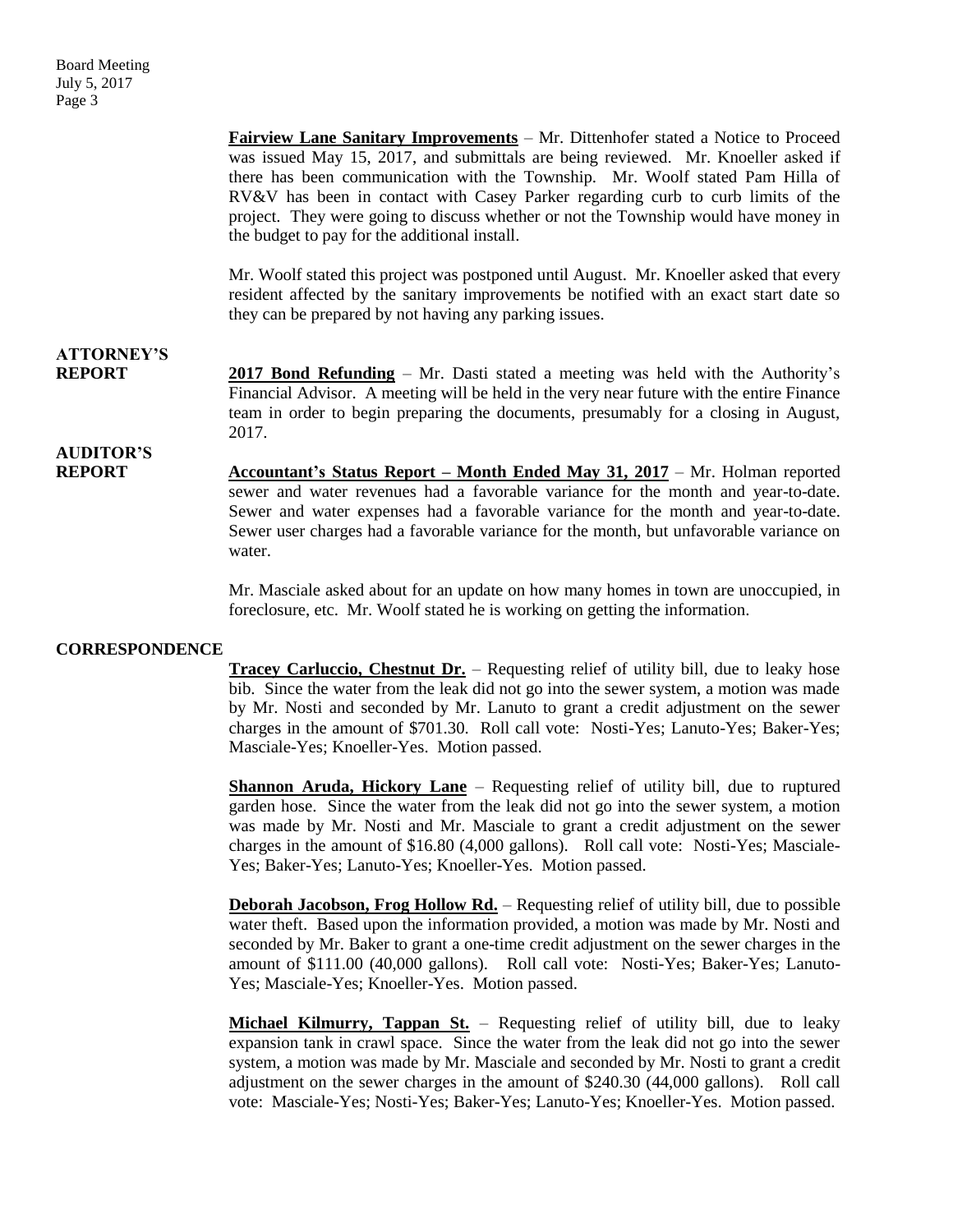**Fairview Lane Sanitary Improvements** – Mr. Dittenhofer stated a Notice to Proceed was issued May 15, 2017, and submittals are being reviewed. Mr. Knoeller asked if there has been communication with the Township. Mr. Woolf stated Pam Hilla of RV&V has been in contact with Casey Parker regarding curb to curb limits of the project. They were going to discuss whether or not the Township would have money in the budget to pay for the additional install.

Mr. Woolf stated this project was postponed until August. Mr. Knoeller asked that every resident affected by the sanitary improvements be notified with an exact start date so they can be prepared by not having any parking issues.

**ATTORNEY'S REPORT**

**2017 Bond Refunding** – Mr. Dasti stated a meeting was held with the Authority's Financial Advisor. A meeting will be held in the very near future with the entire Finance team in order to begin preparing the documents, presumably for a closing in August, 2017.

**AUDITOR'S REPORT**

**Accountant's Status Report – Month Ended May 31, 2017** – Mr. Holman reported sewer and water revenues had a favorable variance for the month and year-to-date. Sewer and water expenses had a favorable variance for the month and year-to-date. Sewer user charges had a favorable variance for the month, but unfavorable variance on water.

Mr. Masciale asked about for an update on how many homes in town are unoccupied, in foreclosure, etc. Mr. Woolf stated he is working on getting the information.

**CORRESPONDENCE**

**Tracey Carluccio, Chestnut Dr.** – Requesting relief of utility bill, due to leaky hose bib. Since the water from the leak did not go into the sewer system, a motion was made by Mr. Nosti and seconded by Mr. Lanuto to grant a credit adjustment on the sewer charges in the amount of $701.30. Roll call vote: Nosti-Yes; Lanuto-Yes; Baker-Yes; Masciale-Yes; Knoeller-Yes. Motion passed.

**Shannon Aruda, Hickory Lane** – Requesting relief of utility bill, due to ruptured garden hose. Since the water from the leak did not go into the sewer system, a motion was made by Mr. Nosti and Mr. Masciale to grant a credit adjustment on the sewer charges in the amount of $16.80 (4,000 gallons). Roll call vote: Nosti-Yes; Masciale-Yes; Baker-Yes; Lanuto-Yes; Knoeller-Yes. Motion passed.

**Deborah Jacobson, Frog Hollow Rd.** – Requesting relief of utility bill, due to possible water theft. Based upon the information provided, a motion was made by Mr. Nosti and seconded by Mr. Baker to grant a one-time credit adjustment on the sewer charges in the amount of $111.00 (40,000 gallons). Roll call vote: Nosti-Yes; Baker-Yes; Lanuto-Yes; Masciale-Yes; Knoeller-Yes. Motion passed.

**Michael Kilmurry, Tappan St.** – Requesting relief of utility bill, due to leaky expansion tank in crawl space. Since the water from the leak did not go into the sewer system, a motion was made by Mr. Masciale and seconded by Mr. Nosti to grant a credit adjustment on the sewer charges in the amount of $240.30 (44,000 gallons). Roll call vote: Masciale-Yes; Nosti-Yes; Baker-Yes; Lanuto-Yes; Knoeller-Yes. Motion passed.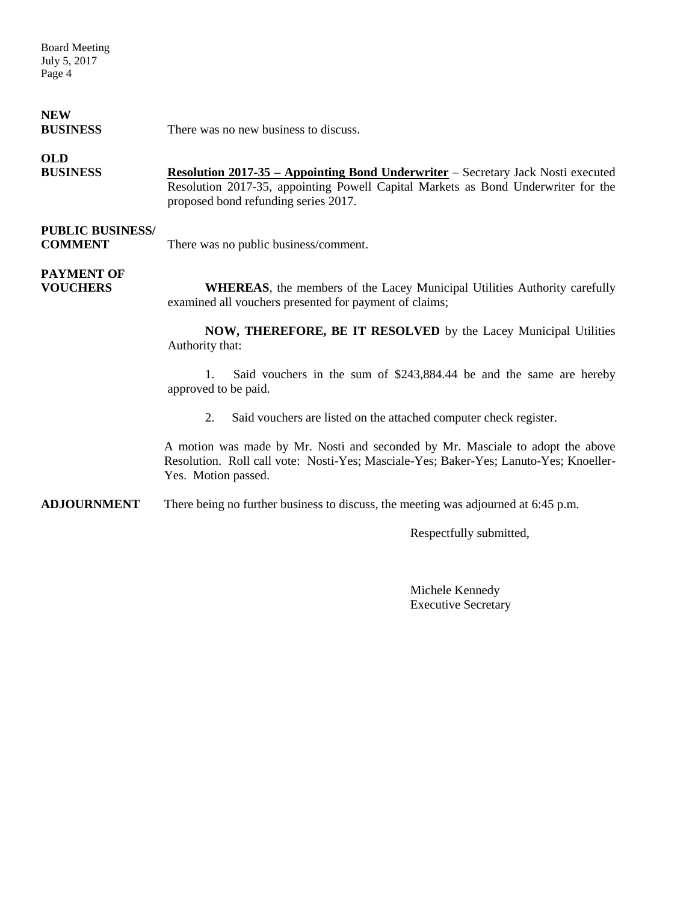**NEW BUSINESS**

There was no new business to discuss.

**OLD BUSINESS**

**<u>Resolution 2017-35 – Appointing Bond Underwriter</u>** – Secretary Jack Nosti executed Resolution 2017-35, appointing Powell Capital Markets as Bond Underwriter for the proposed bond refunding series 2017.

**PUBLIC BUSINESS/ COMMENT**

There was no public business/comment.

**PAYMENT OF VOUCHERS**

**WHEREAS**, the members of the Lacey Municipal Utilities Authority carefully examined all vouchers presented for payment of claims;

**NOW, THEREFORE, BE IT RESOLVED** by the Lacey Municipal Utilities Authority that:

1. Said vouchers in the sum of $243,884.44 be and the same are hereby approved to be paid.

2. Said vouchers are listed on the attached computer check register.

A motion was made by Mr. Nosti and seconded by Mr. Masciale to adopt the above Resolution. Roll call vote: Nosti-Yes; Masciale-Yes; Baker-Yes; Lanuto-Yes; Knoeller-Yes. Motion passed.

**ADJOURNMENT**

There being no further business to discuss, the meeting was adjourned at 6:45 p.m.

Respectfully submitted,

Michele Kennedy
Executive Secretary